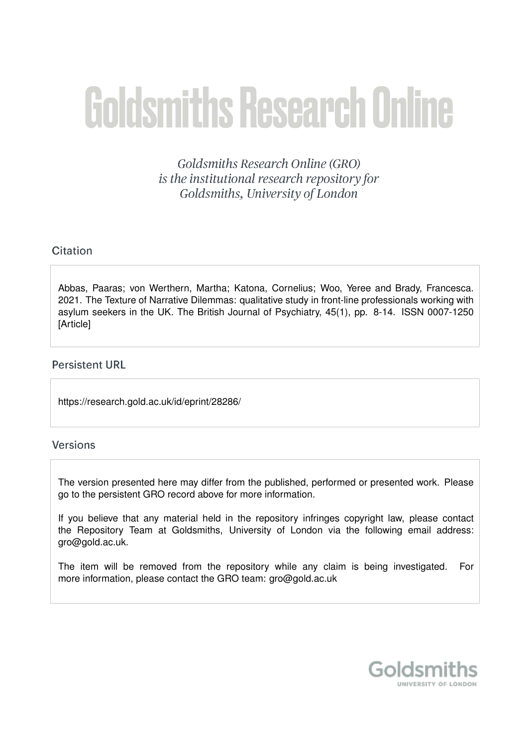# Goldsmiths Research Online

*Goldsmiths Research Online (GRO) is the institutional research repository for Goldsmiths, University of London*

## Citation

Abbas, Paaras; von Werthern, Martha; Katona, Cornelius; Woo, Yeree and Brady, Francesca. 2021. The Texture of Narrative Dilemmas: qualitative study in front-line professionals working with asylum seekers in the UK. The British Journal of Psychiatry, 45(1), pp. 8-14. ISSN 0007-1250 [Article]

## Persistent URL

https://research.gold.ac.uk/id/eprint/28286/

## Versions

The version presented here may differ from the published, performed or presented work. Please go to the persistent GRO record above for more information.

If you believe that any material held in the repository infringes copyright law, please contact the Repository Team at Goldsmiths, University of London via the following email address: gro@gold.ac.uk.

The item will be removed from the repository while any claim is being investigated. For more information, please contact the GRO team: gro@gold.ac.uk

Goldsmiths
UNIVERSITY OF LONDON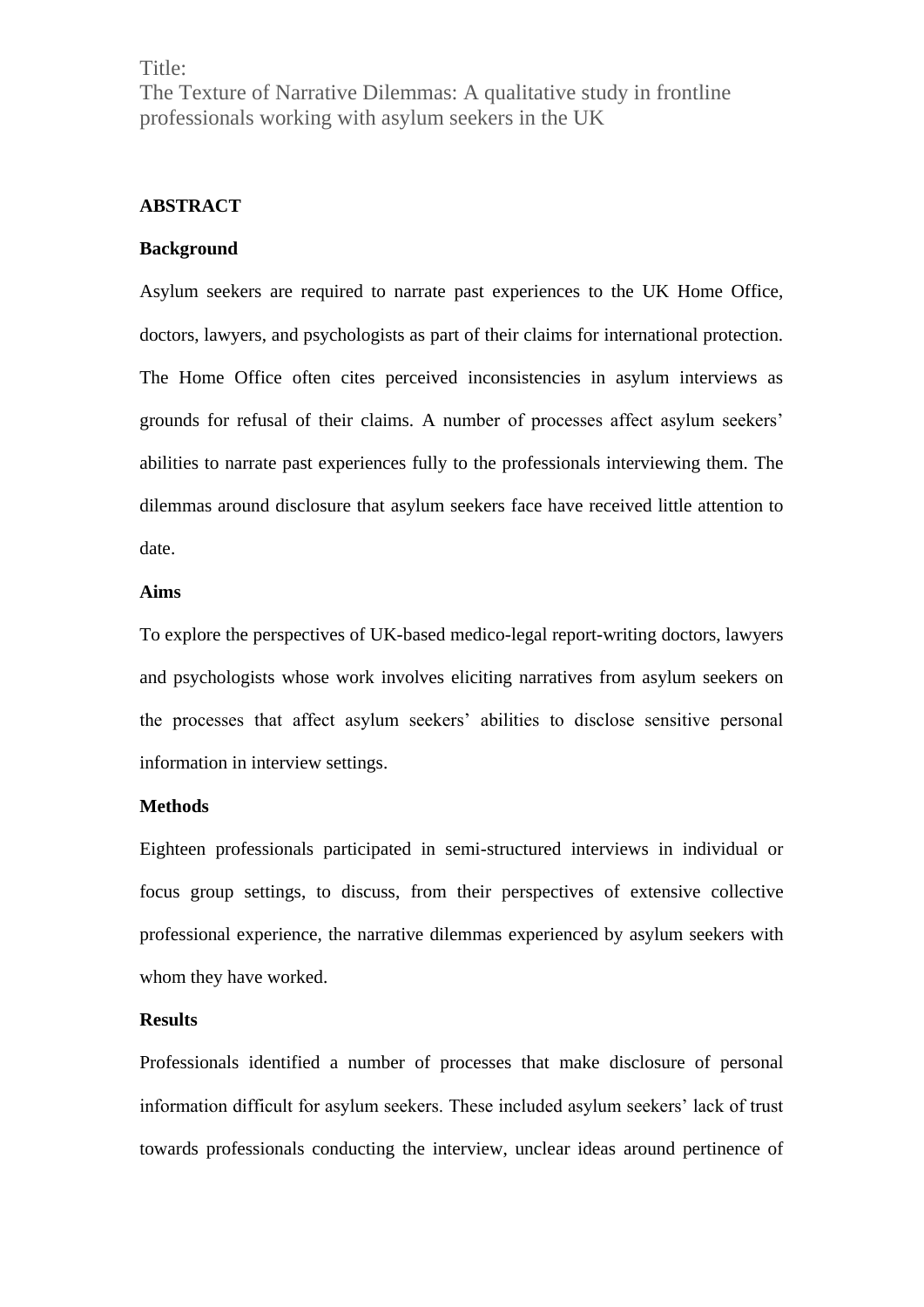Title:

The Texture of Narrative Dilemmas: A qualitative study in frontline professionals working with asylum seekers in the UK

## ABSTRACT

### Background

Asylum seekers are required to narrate past experiences to the UK Home Office, doctors, lawyers, and psychologists as part of their claims for international protection. The Home Office often cites perceived inconsistencies in asylum interviews as grounds for refusal of their claims. A number of processes affect asylum seekers' abilities to narrate past experiences fully to the professionals interviewing them. The dilemmas around disclosure that asylum seekers face have received little attention to date.

### Aims

To explore the perspectives of UK-based medico-legal report-writing doctors, lawyers and psychologists whose work involves eliciting narratives from asylum seekers on the processes that affect asylum seekers' abilities to disclose sensitive personal information in interview settings.

### Methods

Eighteen professionals participated in semi-structured interviews in individual or focus group settings, to discuss, from their perspectives of extensive collective professional experience, the narrative dilemmas experienced by asylum seekers with whom they have worked.

### Results

Professionals identified a number of processes that make disclosure of personal information difficult for asylum seekers. These included asylum seekers' lack of trust towards professionals conducting the interview, unclear ideas around pertinence of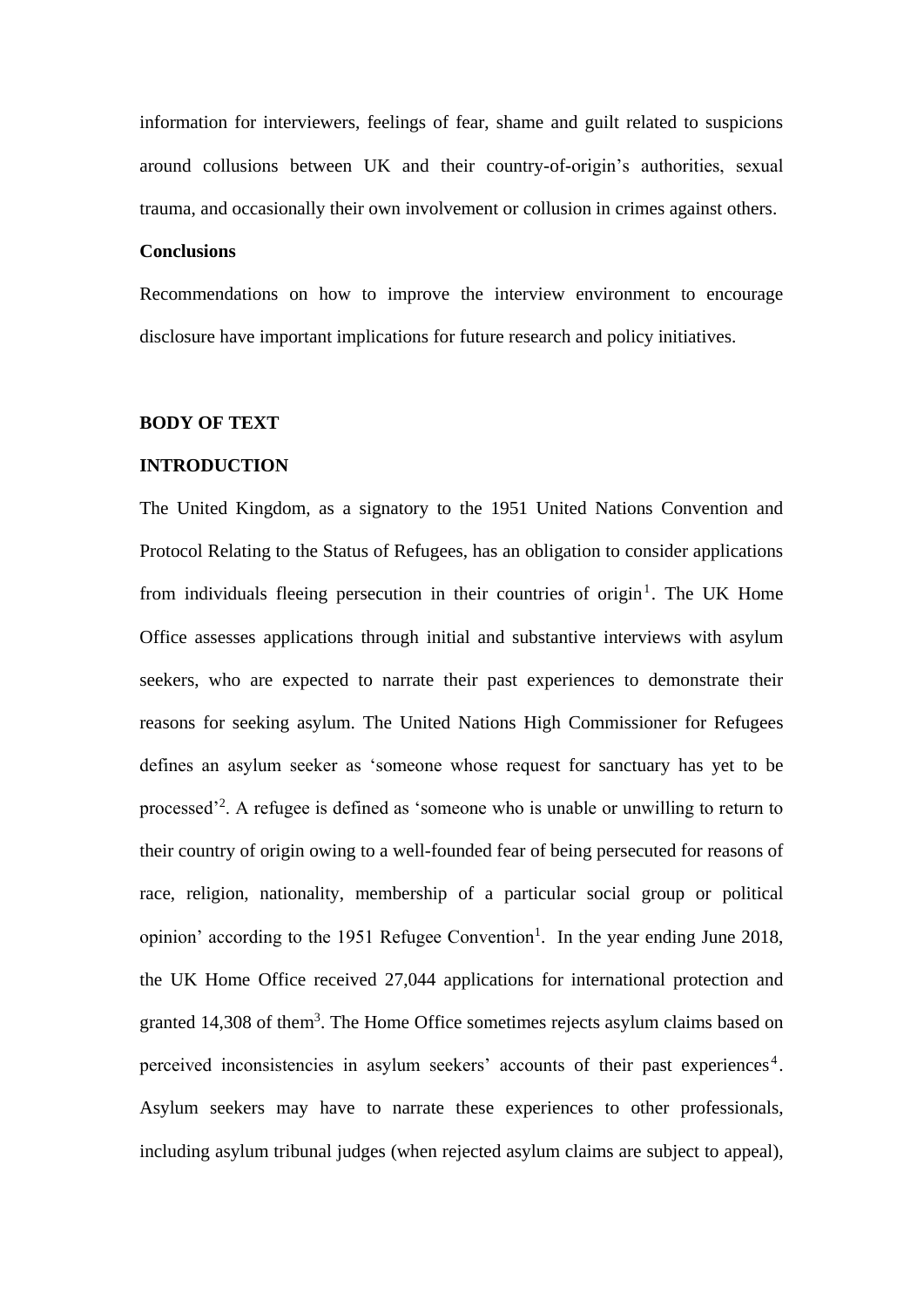information for interviewers, feelings of fear, shame and guilt related to suspicions around collusions between UK and their country-of-origin's authorities, sexual trauma, and occasionally their own involvement or collusion in crimes against others.

**Conclusions**

Recommendations on how to improve the interview environment to encourage disclosure have important implications for future research and policy initiatives.

## BODY OF TEXT

## INTRODUCTION

The United Kingdom, as a signatory to the 1951 United Nations Convention and Protocol Relating to the Status of Refugees, has an obligation to consider applications from individuals fleeing persecution in their countries of origin[1]. The UK Home Office assesses applications through initial and substantive interviews with asylum seekers, who are expected to narrate their past experiences to demonstrate their reasons for seeking asylum. The United Nations High Commissioner for Refugees defines an asylum seeker as 'someone whose request for sanctuary has yet to be processed'[2]. A refugee is defined as 'someone who is unable or unwilling to return to their country of origin owing to a well-founded fear of being persecuted for reasons of race, religion, nationality, membership of a particular social group or political opinion' according to the 1951 Refugee Convention[1]. In the year ending June 2018, the UK Home Office received 27,044 applications for international protection and granted 14,308 of them[3]. The Home Office sometimes rejects asylum claims based on perceived inconsistencies in asylum seekers' accounts of their past experiences[4]. Asylum seekers may have to narrate these experiences to other professionals, including asylum tribunal judges (when rejected asylum claims are subject to appeal),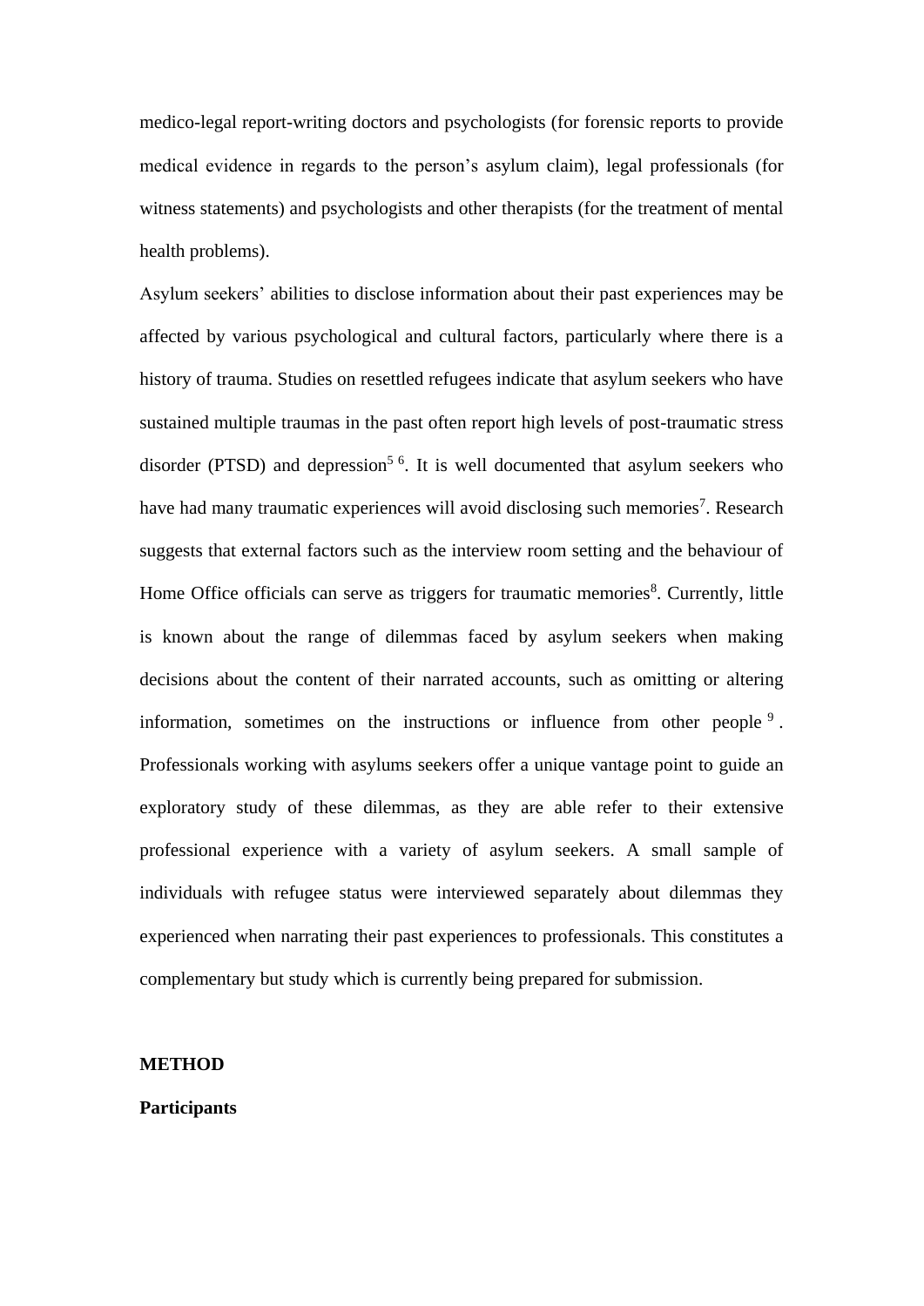medico-legal report-writing doctors and psychologists (for forensic reports to provide medical evidence in regards to the person's asylum claim), legal professionals (for witness statements) and psychologists and other therapists (for the treatment of mental health problems).

Asylum seekers' abilities to disclose information about their past experiences may be affected by various psychological and cultural factors, particularly where there is a history of trauma. Studies on resettled refugees indicate that asylum seekers who have sustained multiple traumas in the past often report high levels of post-traumatic stress disorder (PTSD) and depression[5 6]. It is well documented that asylum seekers who have had many traumatic experiences will avoid disclosing such memories[7]. Research suggests that external factors such as the interview room setting and the behaviour of Home Office officials can serve as triggers for traumatic memories[8]. Currently, little is known about the range of dilemmas faced by asylum seekers when making decisions about the content of their narrated accounts, such as omitting or altering information, sometimes on the instructions or influence from other people [9]. Professionals working with asylums seekers offer a unique vantage point to guide an exploratory study of these dilemmas, as they are able refer to their extensive professional experience with a variety of asylum seekers. A small sample of individuals with refugee status were interviewed separately about dilemmas they experienced when narrating their past experiences to professionals. This constitutes a complementary but study which is currently being prepared for submission.

## METHOD

### Participants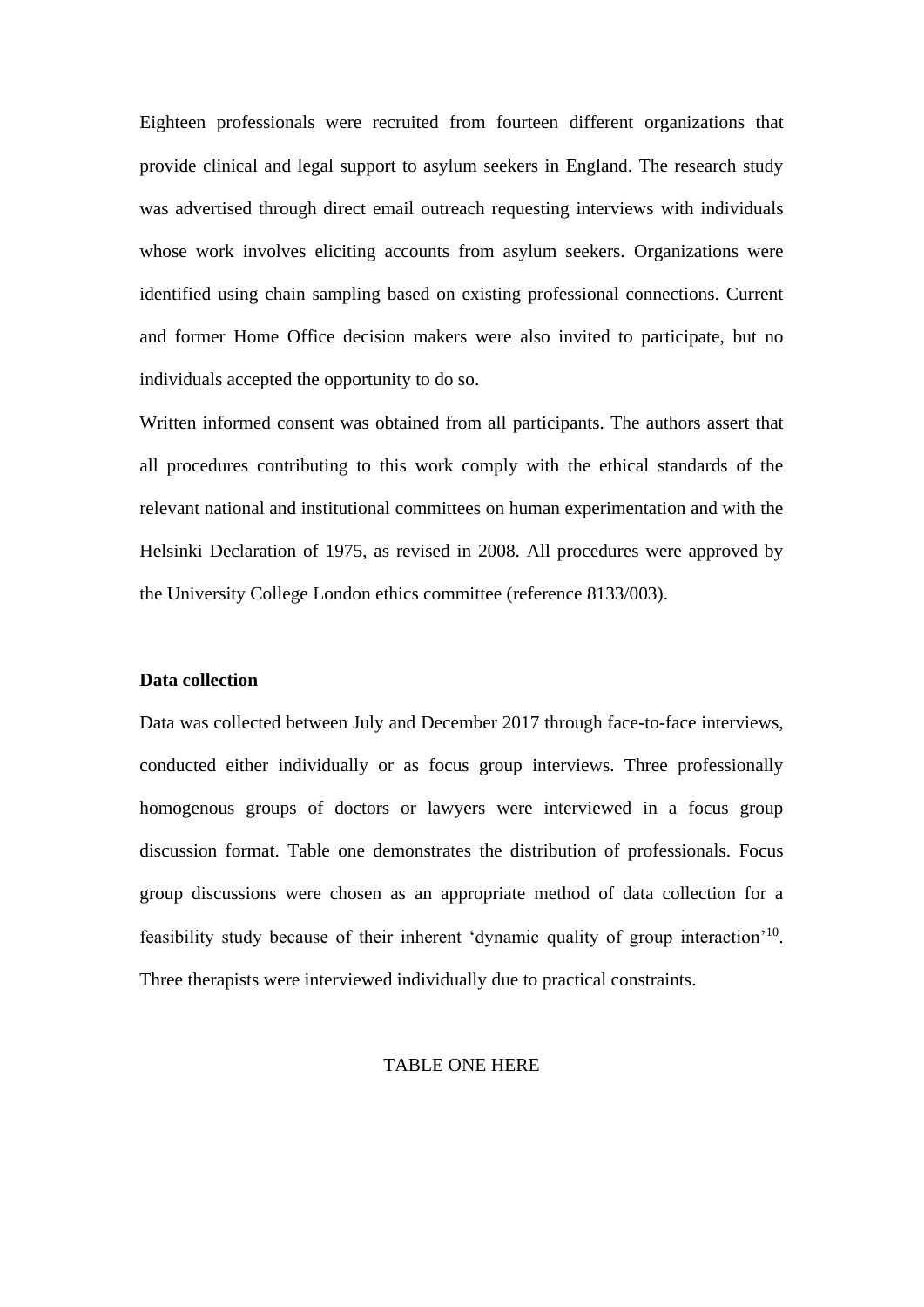Eighteen professionals were recruited from fourteen different organizations that provide clinical and legal support to asylum seekers in England. The research study was advertised through direct email outreach requesting interviews with individuals whose work involves eliciting accounts from asylum seekers. Organizations were identified using chain sampling based on existing professional connections. Current and former Home Office decision makers were also invited to participate, but no individuals accepted the opportunity to do so.

Written informed consent was obtained from all participants. The authors assert that all procedures contributing to this work comply with the ethical standards of the relevant national and institutional committees on human experimentation and with the Helsinki Declaration of 1975, as revised in 2008. All procedures were approved by the University College London ethics committee (reference 8133/003).

**Data collection**

Data was collected between July and December 2017 through face-to-face interviews, conducted either individually or as focus group interviews. Three professionally homogenous groups of doctors or lawyers were interviewed in a focus group discussion format. Table one demonstrates the distribution of professionals. Focus group discussions were chosen as an appropriate method of data collection for a feasibility study because of their inherent 'dynamic quality of group interaction'[10]. Three therapists were interviewed individually due to practical constraints.

TABLE ONE HERE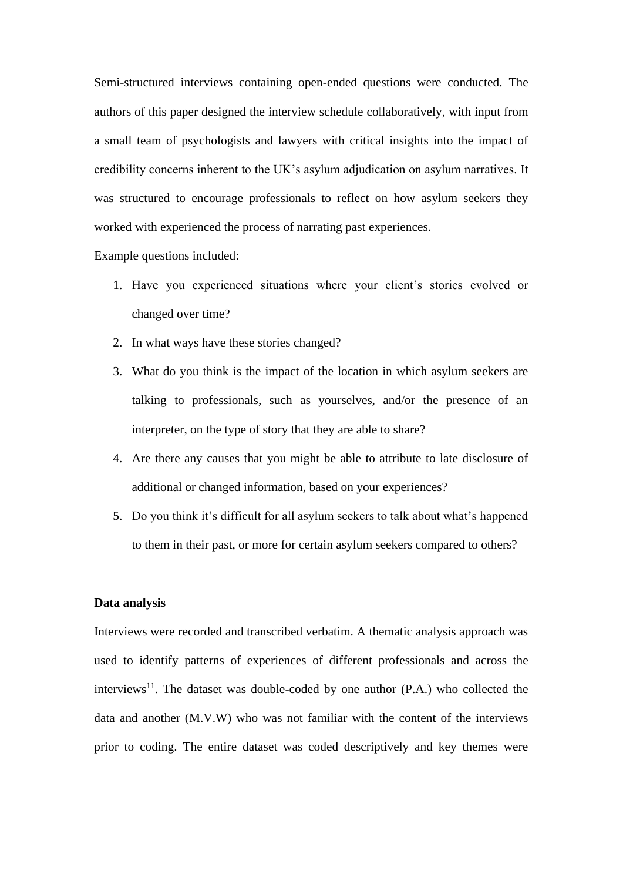Semi-structured interviews containing open-ended questions were conducted. The authors of this paper designed the interview schedule collaboratively, with input from a small team of psychologists and lawyers with critical insights into the impact of credibility concerns inherent to the UK's asylum adjudication on asylum narratives. It was structured to encourage professionals to reflect on how asylum seekers they worked with experienced the process of narrating past experiences.

Example questions included:

1. Have you experienced situations where your client's stories evolved or changed over time?
2. In what ways have these stories changed?
3. What do you think is the impact of the location in which asylum seekers are talking to professionals, such as yourselves, and/or the presence of an interpreter, on the type of story that they are able to share?
4. Are there any causes that you might be able to attribute to late disclosure of additional or changed information, based on your experiences?
5. Do you think it's difficult for all asylum seekers to talk about what's happened to them in their past, or more for certain asylum seekers compared to others?

**Data analysis**

Interviews were recorded and transcribed verbatim. A thematic analysis approach was used to identify patterns of experiences of different professionals and across the interviews[11]. The dataset was double-coded by one author (P.A.) who collected the data and another (M.V.W) who was not familiar with the content of the interviews prior to coding. The entire dataset was coded descriptively and key themes were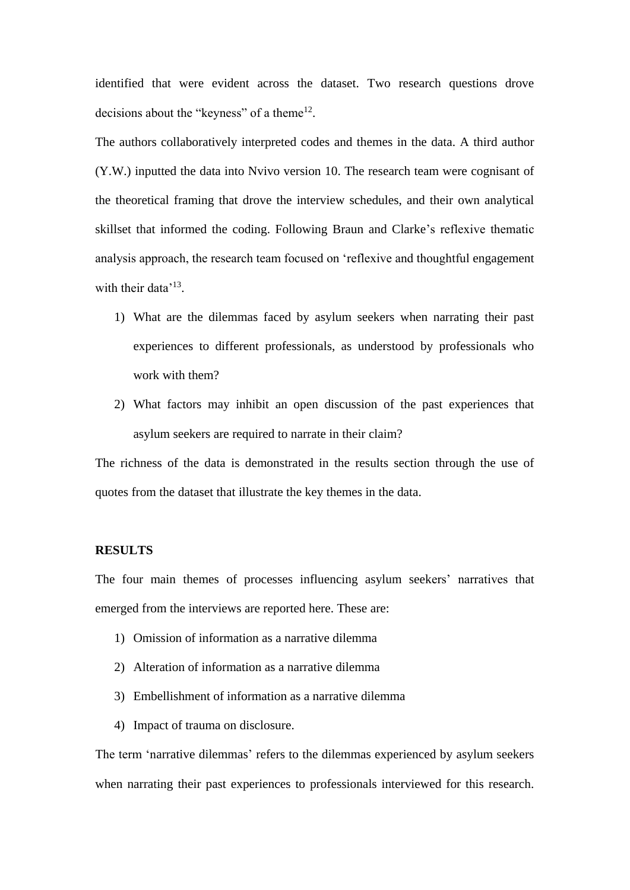identified that were evident across the dataset. Two research questions drove decisions about the "keyness" of a theme[12].

The authors collaboratively interpreted codes and themes in the data. A third author (Y.W.) inputted the data into Nvivo version 10. The research team were cognisant of the theoretical framing that drove the interview schedules, and their own analytical skillset that informed the coding. Following Braun and Clarke's reflexive thematic analysis approach, the research team focused on 'reflexive and thoughtful engagement with their data'[13].

1) What are the dilemmas faced by asylum seekers when narrating their past experiences to different professionals, as understood by professionals who work with them?
2) What factors may inhibit an open discussion of the past experiences that asylum seekers are required to narrate in their claim?

The richness of the data is demonstrated in the results section through the use of quotes from the dataset that illustrate the key themes in the data.

**RESULTS**

The four main themes of processes influencing asylum seekers' narratives that emerged from the interviews are reported here. These are:

1) Omission of information as a narrative dilemma
2) Alteration of information as a narrative dilemma
3) Embellishment of information as a narrative dilemma
4) Impact of trauma on disclosure.

The term 'narrative dilemmas' refers to the dilemmas experienced by asylum seekers when narrating their past experiences to professionals interviewed for this research.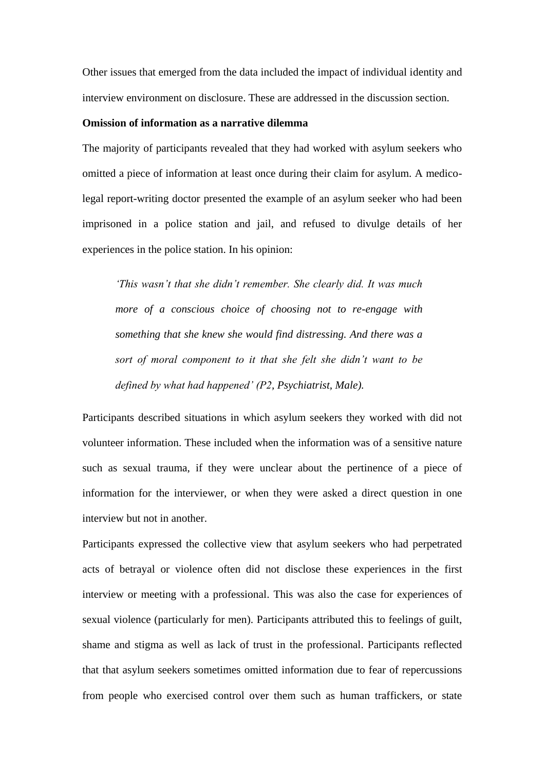Other issues that emerged from the data included the impact of individual identity and interview environment on disclosure. These are addressed in the discussion section.

**Omission of information as a narrative dilemma**

The majority of participants revealed that they had worked with asylum seekers who omitted a piece of information at least once during their claim for asylum. A medico-legal report-writing doctor presented the example of an asylum seeker who had been imprisoned in a police station and jail, and refused to divulge details of her experiences in the police station. In his opinion:

> *'This wasn't that she didn't remember. She clearly did. It was much more of a conscious choice of choosing not to re-engage with something that she knew she would find distressing. And there was a sort of moral component to it that she felt she didn't want to be defined by what had happened' (P2,* Psychiatrist, Male*).*

Participants described situations in which asylum seekers they worked with did not volunteer information. These included when the information was of a sensitive nature such as sexual trauma, if they were unclear about the pertinence of a piece of information for the interviewer, or when they were asked a direct question in one interview but not in another.

Participants expressed the collective view that asylum seekers who had perpetrated acts of betrayal or violence often did not disclose these experiences in the first interview or meeting with a professional. This was also the case for experiences of sexual violence (particularly for men). Participants attributed this to feelings of guilt, shame and stigma as well as lack of trust in the professional. Participants reflected that that asylum seekers sometimes omitted information due to fear of repercussions from people who exercised control over them such as human traffickers, or state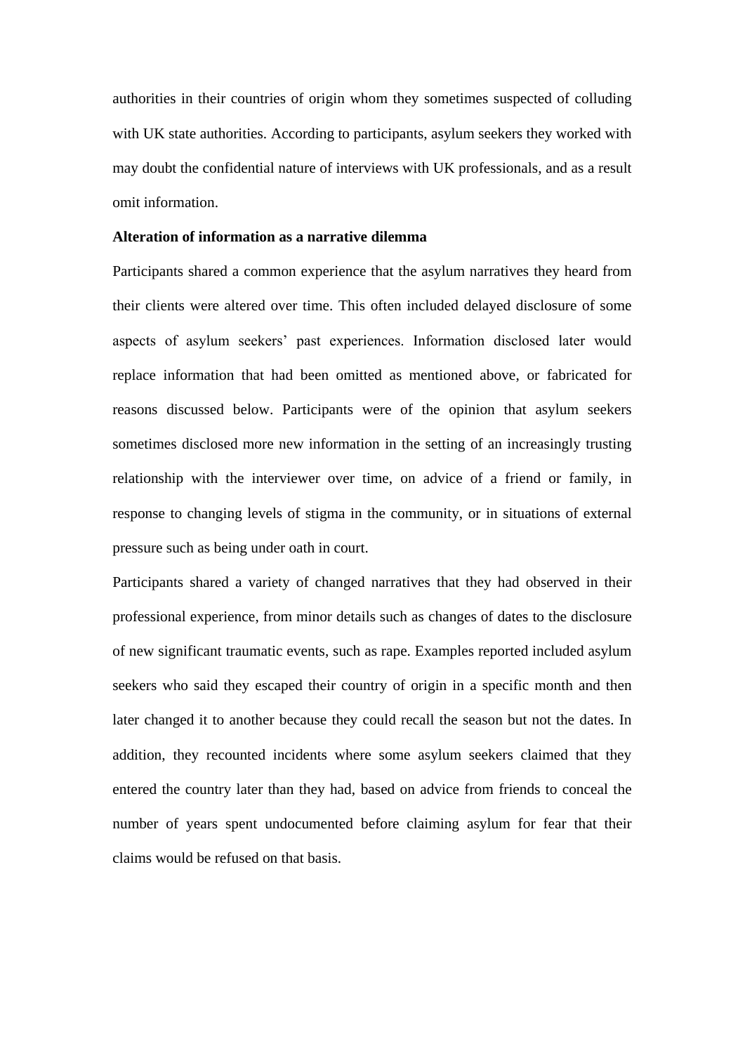authorities in their countries of origin whom they sometimes suspected of colluding with UK state authorities. According to participants, asylum seekers they worked with may doubt the confidential nature of interviews with UK professionals, and as a result omit information.

**Alteration of information as a narrative dilemma**

Participants shared a common experience that the asylum narratives they heard from their clients were altered over time. This often included delayed disclosure of some aspects of asylum seekers' past experiences. Information disclosed later would replace information that had been omitted as mentioned above, or fabricated for reasons discussed below. Participants were of the opinion that asylum seekers sometimes disclosed more new information in the setting of an increasingly trusting relationship with the interviewer over time, on advice of a friend or family, in response to changing levels of stigma in the community, or in situations of external pressure such as being under oath in court.

Participants shared a variety of changed narratives that they had observed in their professional experience, from minor details such as changes of dates to the disclosure of new significant traumatic events, such as rape. Examples reported included asylum seekers who said they escaped their country of origin in a specific month and then later changed it to another because they could recall the season but not the dates. In addition, they recounted incidents where some asylum seekers claimed that they entered the country later than they had, based on advice from friends to conceal the number of years spent undocumented before claiming asylum for fear that their claims would be refused on that basis.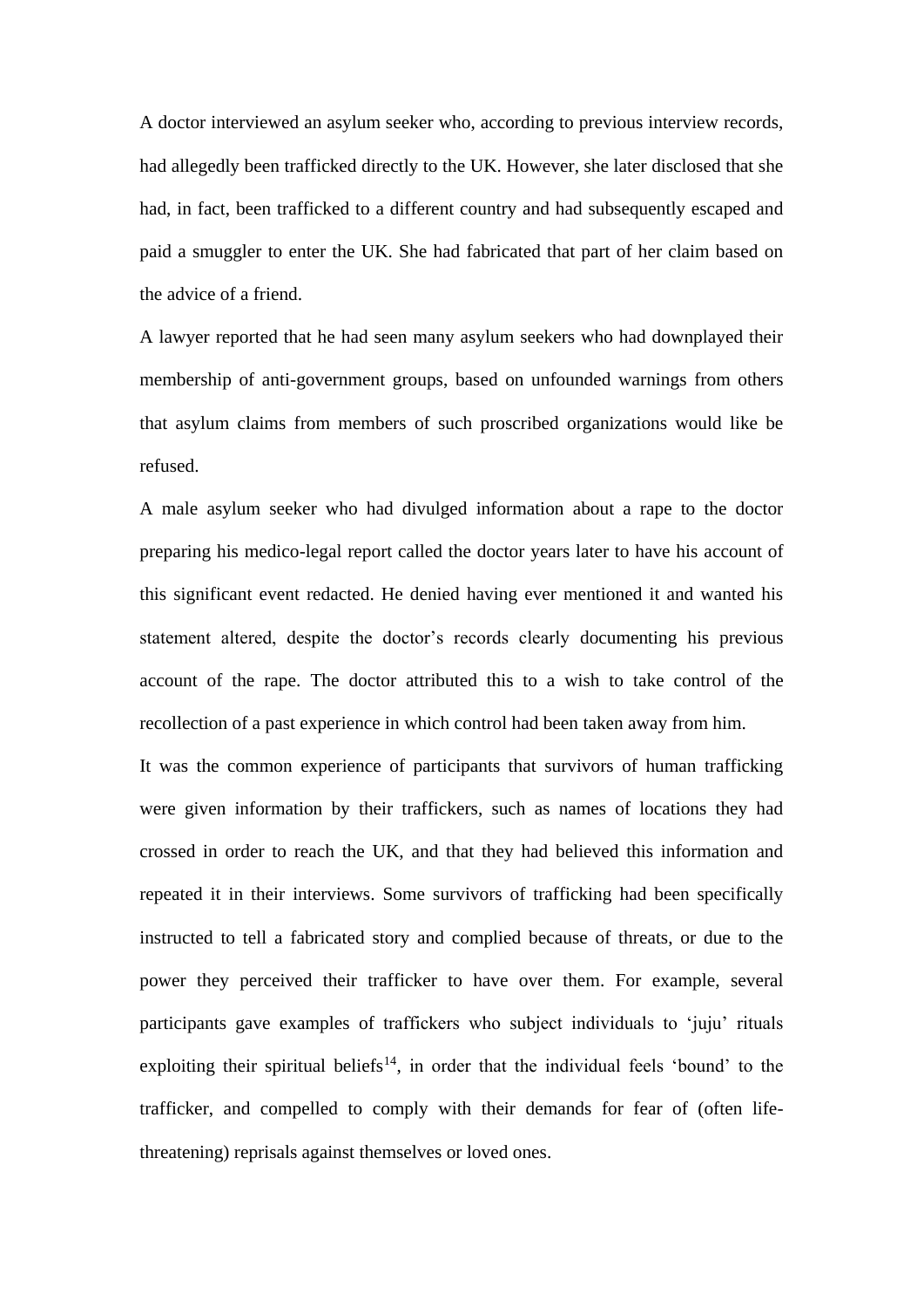A doctor interviewed an asylum seeker who, according to previous interview records, had allegedly been trafficked directly to the UK. However, she later disclosed that she had, in fact, been trafficked to a different country and had subsequently escaped and paid a smuggler to enter the UK. She had fabricated that part of her claim based on the advice of a friend.

A lawyer reported that he had seen many asylum seekers who had downplayed their membership of anti-government groups, based on unfounded warnings from others that asylum claims from members of such proscribed organizations would like be refused.

A male asylum seeker who had divulged information about a rape to the doctor preparing his medico-legal report called the doctor years later to have his account of this significant event redacted. He denied having ever mentioned it and wanted his statement altered, despite the doctor's records clearly documenting his previous account of the rape. The doctor attributed this to a wish to take control of the recollection of a past experience in which control had been taken away from him.

It was the common experience of participants that survivors of human trafficking were given information by their traffickers, such as names of locations they had crossed in order to reach the UK, and that they had believed this information and repeated it in their interviews. Some survivors of trafficking had been specifically instructed to tell a fabricated story and complied because of threats, or due to the power they perceived their trafficker to have over them. For example, several participants gave examples of traffickers who subject individuals to 'juju' rituals exploiting their spiritual beliefs[14], in order that the individual feels 'bound' to the trafficker, and compelled to comply with their demands for fear of (often life-threatening) reprisals against themselves or loved ones.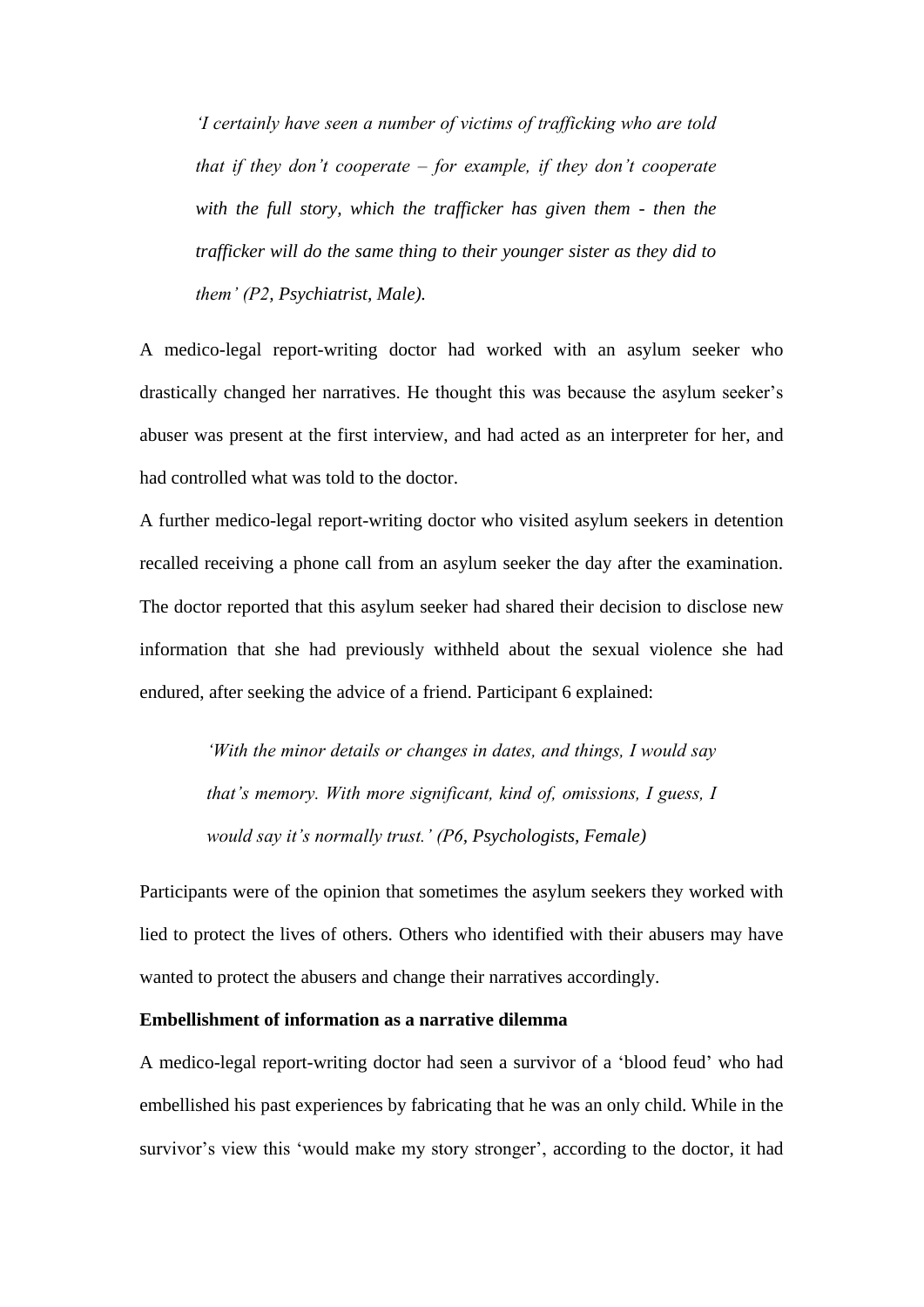> *'I certainly have seen a number of victims of trafficking who are told that if they don't cooperate – for example, if they don't cooperate with the full story, which the trafficker has given them - then the trafficker will do the same thing to their younger sister as they did to them' (P2,* Psychiatrist, Male*).*

A medico-legal report-writing doctor had worked with an asylum seeker who drastically changed her narratives. He thought this was because the asylum seeker's abuser was present at the first interview, and had acted as an interpreter for her, and had controlled what was told to the doctor.

A further medico-legal report-writing doctor who visited asylum seekers in detention recalled receiving a phone call from an asylum seeker the day after the examination. The doctor reported that this asylum seeker had shared their decision to disclose new information that she had previously withheld about the sexual violence she had endured, after seeking the advice of a friend. Participant 6 explained:

> *'With the minor details or changes in dates, and things, I would say that's memory. With more significant, kind of, omissions, I guess, I would say it's normally trust.' (P6,* Psychologists, Female*)*

Participants were of the opinion that sometimes the asylum seekers they worked with lied to protect the lives of others. Others who identified with their abusers may have wanted to protect the abusers and change their narratives accordingly.

**Embellishment of information as a narrative dilemma**

A medico-legal report-writing doctor had seen a survivor of a 'blood feud' who had embellished his past experiences by fabricating that he was an only child. While in the survivor's view this 'would make my story stronger', according to the doctor, it had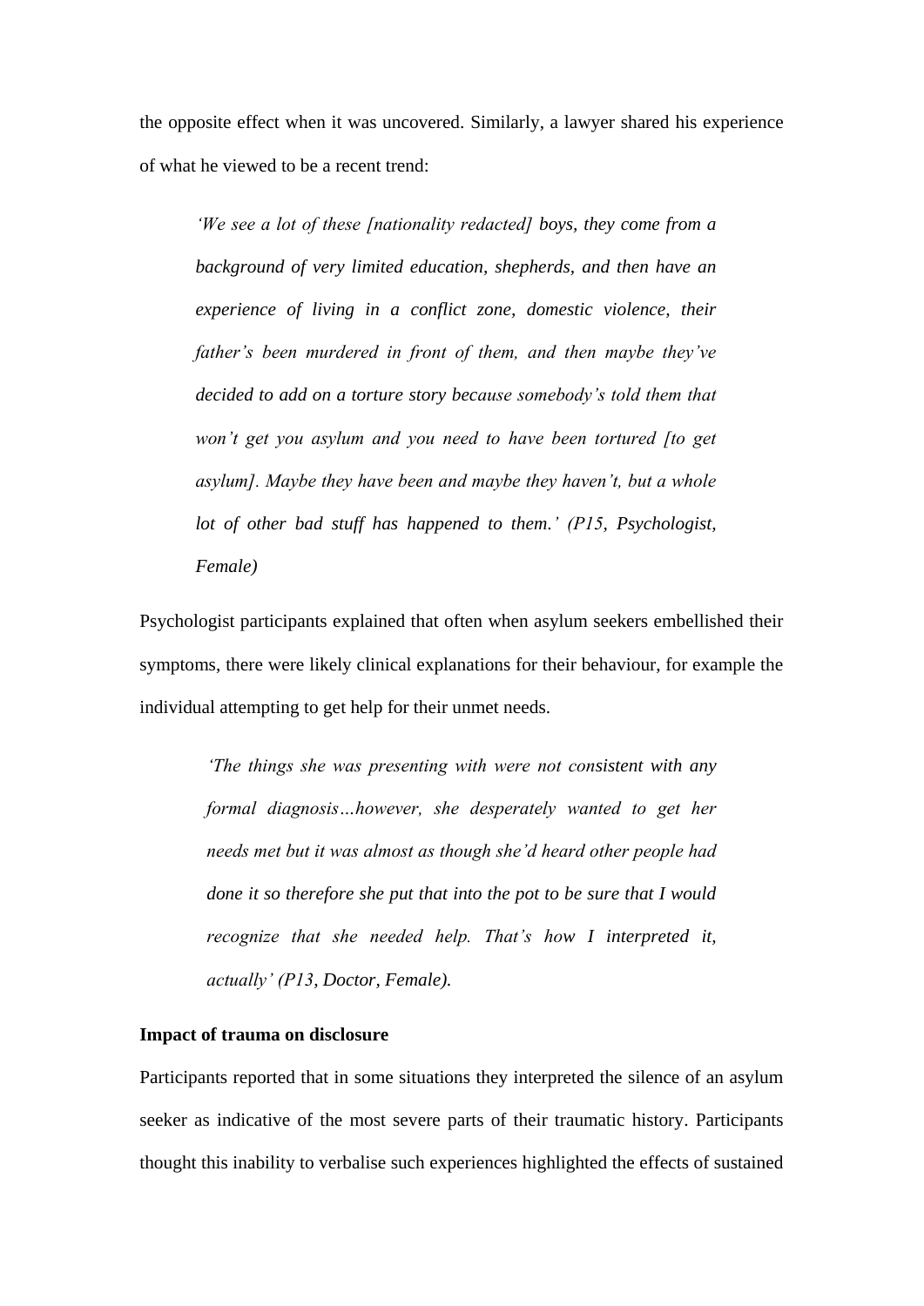the opposite effect when it was uncovered. Similarly, a lawyer shared his experience of what he viewed to be a recent trend:

> *'We see a lot of these [nationality redacted] boys, they come from a background of very limited education, shepherds, and then have an experience of living in a conflict zone, domestic violence, their father's been murdered in front of them, and then maybe they've decided to add on a torture story because somebody's told them that won't get you asylum and you need to have been tortured [to get asylum]. Maybe they have been and maybe they haven't, but a whole lot of other bad stuff has happened to them.' (P15, Psychologist, Female)*

Psychologist participants explained that often when asylum seekers embellished their symptoms, there were likely clinical explanations for their behaviour, for example the individual attempting to get help for their unmet needs.

> *'The things she was presenting with were not consistent with any formal diagnosis…however, she desperately wanted to get her needs met but it was almost as though she'd heard other people had done it so therefore she put that into the pot to be sure that I would recognize that she needed help. That's how I interpreted it, actually' (P13, Doctor, Female).*

**Impact of trauma on disclosure**

Participants reported that in some situations they interpreted the silence of an asylum seeker as indicative of the most severe parts of their traumatic history. Participants thought this inability to verbalise such experiences highlighted the effects of sustained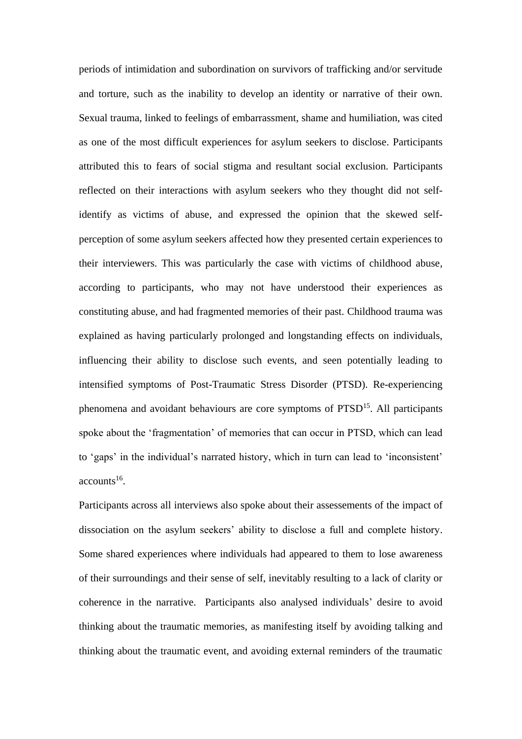periods of intimidation and subordination on survivors of trafficking and/or servitude and torture, such as the inability to develop an identity or narrative of their own. Sexual trauma, linked to feelings of embarrassment, shame and humiliation, was cited as one of the most difficult experiences for asylum seekers to disclose. Participants attributed this to fears of social stigma and resultant social exclusion. Participants reflected on their interactions with asylum seekers who they thought did not self-identify as victims of abuse, and expressed the opinion that the skewed self-perception of some asylum seekers affected how they presented certain experiences to their interviewers. This was particularly the case with victims of childhood abuse, according to participants, who may not have understood their experiences as constituting abuse, and had fragmented memories of their past. Childhood trauma was explained as having particularly prolonged and longstanding effects on individuals, influencing their ability to disclose such events, and seen potentially leading to intensified symptoms of Post-Traumatic Stress Disorder (PTSD). Re-experiencing phenomena and avoidant behaviours are core symptoms of PTSD[15]. All participants spoke about the 'fragmentation' of memories that can occur in PTSD, which can lead to 'gaps' in the individual's narrated history, which in turn can lead to 'inconsistent' accounts[16].

Participants across all interviews also spoke about their assessements of the impact of dissociation on the asylum seekers' ability to disclose a full and complete history. Some shared experiences where individuals had appeared to them to lose awareness of their surroundings and their sense of self, inevitably resulting to a lack of clarity or coherence in the narrative. Participants also analysed individuals' desire to avoid thinking about the traumatic memories, as manifesting itself by avoiding talking and thinking about the traumatic event, and avoiding external reminders of the traumatic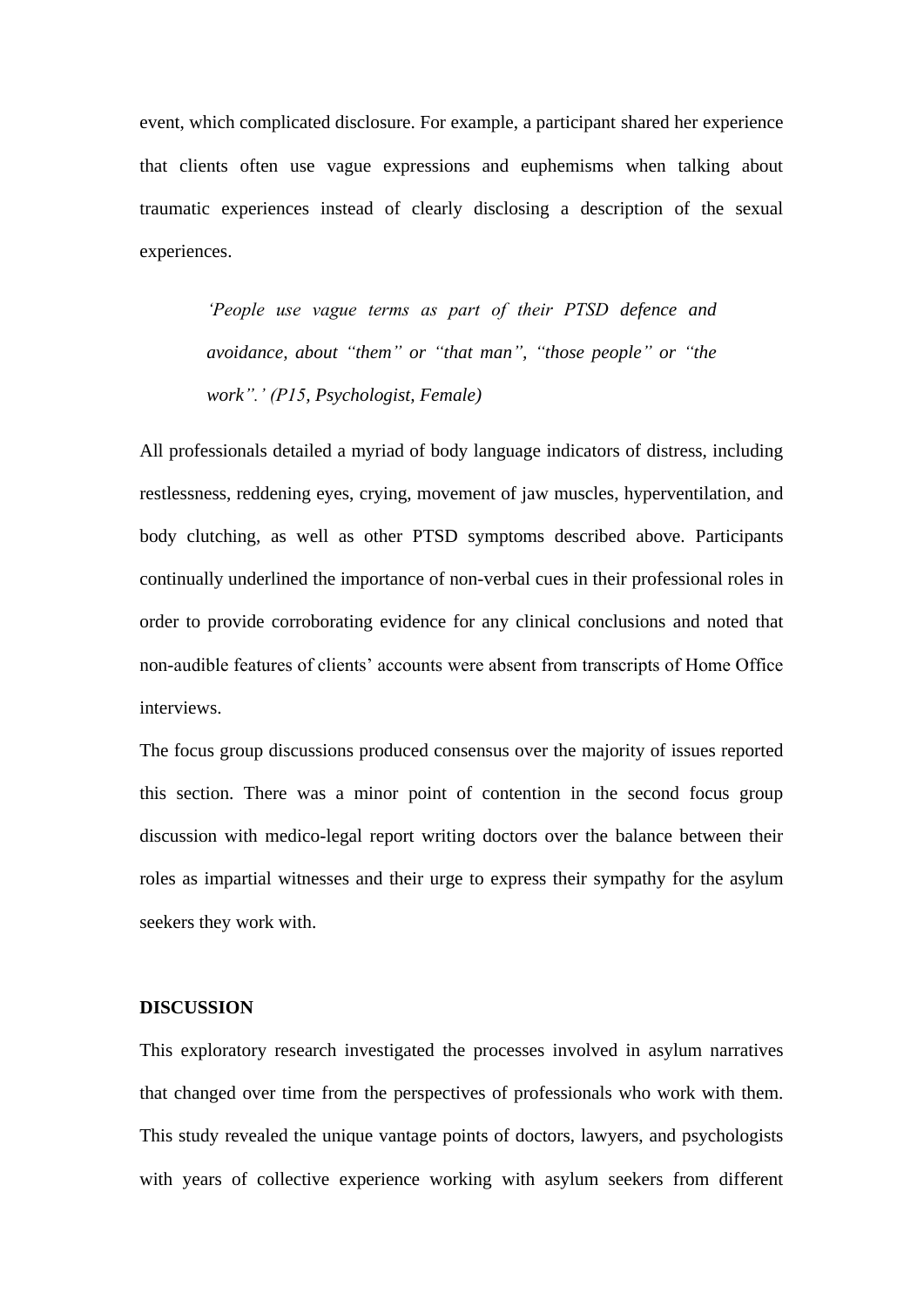event, which complicated disclosure. For example, a participant shared her experience that clients often use vague expressions and euphemisms when talking about traumatic experiences instead of clearly disclosing a description of the sexual experiences.

> *'People use vague terms as part of their PTSD defence and avoidance, about "them" or "that man", "those people" or "the work".' (P15, Psychologist, Female)*

All professionals detailed a myriad of body language indicators of distress, including restlessness, reddening eyes, crying, movement of jaw muscles, hyperventilation, and body clutching, as well as other PTSD symptoms described above. Participants continually underlined the importance of non-verbal cues in their professional roles in order to provide corroborating evidence for any clinical conclusions and noted that non-audible features of clients' accounts were absent from transcripts of Home Office interviews.

The focus group discussions produced consensus over the majority of issues reported this section. There was a minor point of contention in the second focus group discussion with medico-legal report writing doctors over the balance between their roles as impartial witnesses and their urge to express their sympathy for the asylum seekers they work with.

## DISCUSSION

This exploratory research investigated the processes involved in asylum narratives that changed over time from the perspectives of professionals who work with them. This study revealed the unique vantage points of doctors, lawyers, and psychologists with years of collective experience working with asylum seekers from different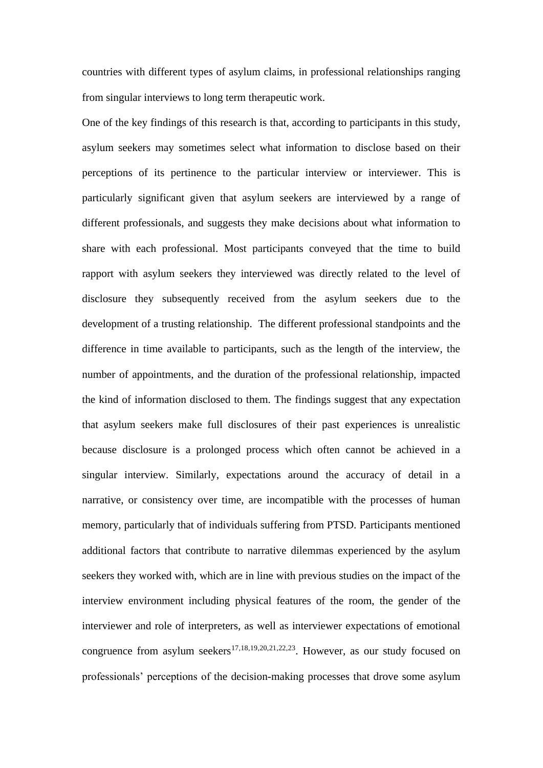countries with different types of asylum claims, in professional relationships ranging from singular interviews to long term therapeutic work.

One of the key findings of this research is that, according to participants in this study, asylum seekers may sometimes select what information to disclose based on their perceptions of its pertinence to the particular interview or interviewer. This is particularly significant given that asylum seekers are interviewed by a range of different professionals, and suggests they make decisions about what information to share with each professional. Most participants conveyed that the time to build rapport with asylum seekers they interviewed was directly related to the level of disclosure they subsequently received from the asylum seekers due to the development of a trusting relationship. The different professional standpoints and the difference in time available to participants, such as the length of the interview, the number of appointments, and the duration of the professional relationship, impacted the kind of information disclosed to them. The findings suggest that any expectation that asylum seekers make full disclosures of their past experiences is unrealistic because disclosure is a prolonged process which often cannot be achieved in a singular interview. Similarly, expectations around the accuracy of detail in a narrative, or consistency over time, are incompatible with the processes of human memory, particularly that of individuals suffering from PTSD. Participants mentioned additional factors that contribute to narrative dilemmas experienced by the asylum seekers they worked with, which are in line with previous studies on the impact of the interview environment including physical features of the room, the gender of the interviewer and role of interpreters, as well as interviewer expectations of emotional congruence from asylum seekers[17,18,19,20,21,22,23]. However, as our study focused on professionals' perceptions of the decision-making processes that drove some asylum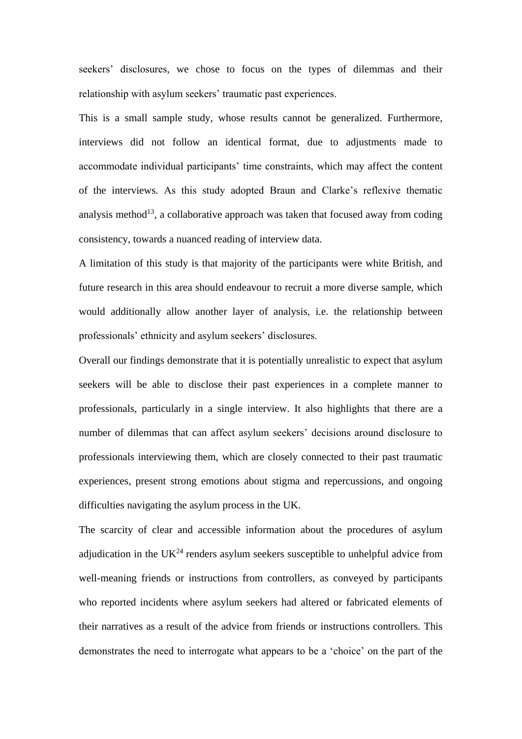seekers' disclosures, we chose to focus on the types of dilemmas and their relationship with asylum seekers' traumatic past experiences.

This is a small sample study, whose results cannot be generalized. Furthermore, interviews did not follow an identical format, due to adjustments made to accommodate individual participants' time constraints, which may affect the content of the interviews. As this study adopted Braun and Clarke's reflexive thematic analysis method[13], a collaborative approach was taken that focused away from coding consistency, towards a nuanced reading of interview data.

A limitation of this study is that majority of the participants were white British, and future research in this area should endeavour to recruit a more diverse sample, which would additionally allow another layer of analysis, i.e. the relationship between professionals' ethnicity and asylum seekers' disclosures.

Overall our findings demonstrate that it is potentially unrealistic to expect that asylum seekers will be able to disclose their past experiences in a complete manner to professionals, particularly in a single interview. It also highlights that there are a number of dilemmas that can affect asylum seekers' decisions around disclosure to professionals interviewing them, which are closely connected to their past traumatic experiences, present strong emotions about stigma and repercussions, and ongoing difficulties navigating the asylum process in the UK.

The scarcity of clear and accessible information about the procedures of asylum adjudication in the UK[24] renders asylum seekers susceptible to unhelpful advice from well-meaning friends or instructions from controllers, as conveyed by participants who reported incidents where asylum seekers had altered or fabricated elements of their narratives as a result of the advice from friends or instructions controllers. This demonstrates the need to interrogate what appears to be a 'choice' on the part of the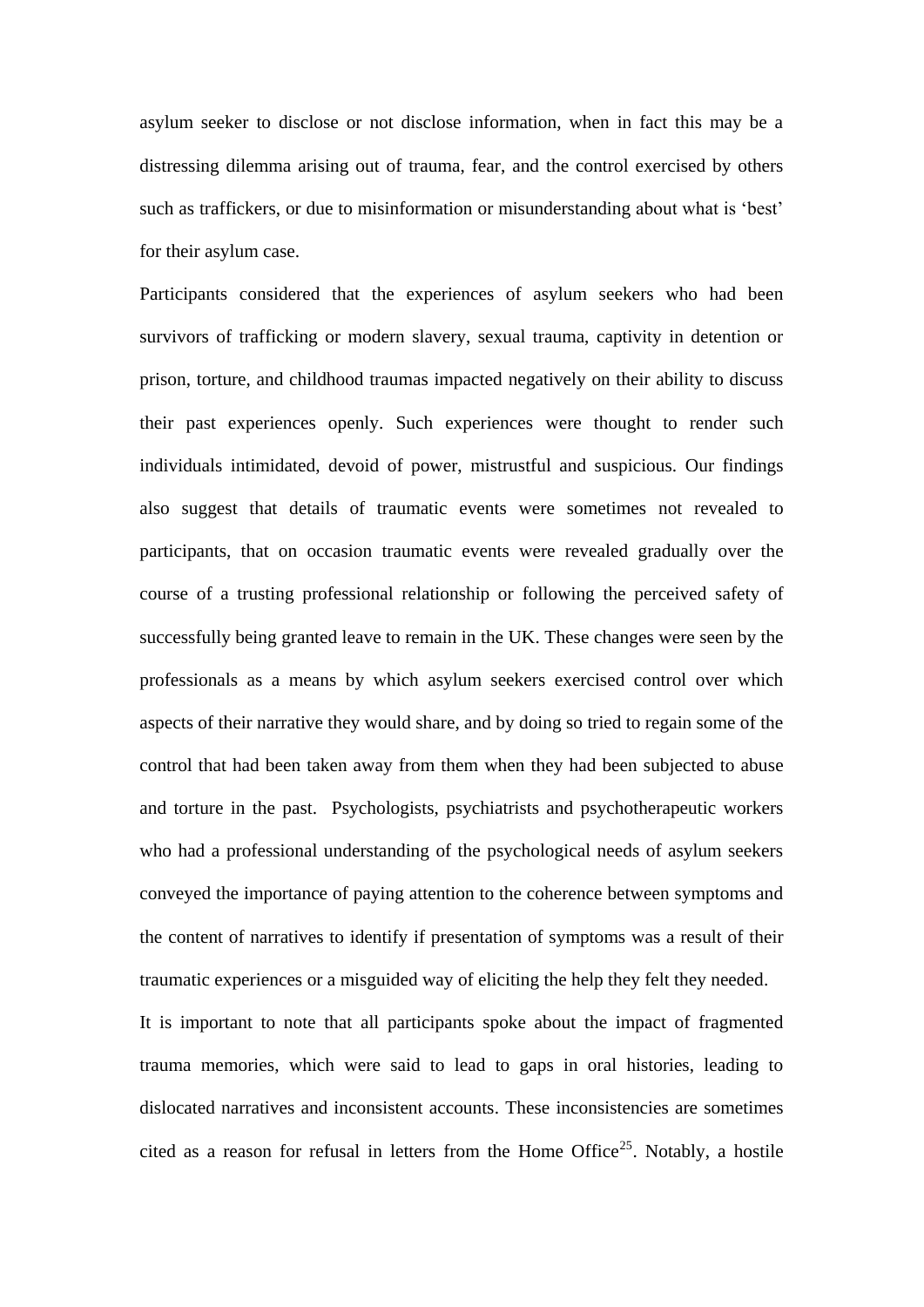asylum seeker to disclose or not disclose information, when in fact this may be a distressing dilemma arising out of trauma, fear, and the control exercised by others such as traffickers, or due to misinformation or misunderstanding about what is 'best' for their asylum case.

Participants considered that the experiences of asylum seekers who had been survivors of trafficking or modern slavery, sexual trauma, captivity in detention or prison, torture, and childhood traumas impacted negatively on their ability to discuss their past experiences openly. Such experiences were thought to render such individuals intimidated, devoid of power, mistrustful and suspicious. Our findings also suggest that details of traumatic events were sometimes not revealed to participants, that on occasion traumatic events were revealed gradually over the course of a trusting professional relationship or following the perceived safety of successfully being granted leave to remain in the UK. These changes were seen by the professionals as a means by which asylum seekers exercised control over which aspects of their narrative they would share, and by doing so tried to regain some of the control that had been taken away from them when they had been subjected to abuse and torture in the past. Psychologists, psychiatrists and psychotherapeutic workers who had a professional understanding of the psychological needs of asylum seekers conveyed the importance of paying attention to the coherence between symptoms and the content of narratives to identify if presentation of symptoms was a result of their traumatic experiences or a misguided way of eliciting the help they felt they needed.

It is important to note that all participants spoke about the impact of fragmented trauma memories, which were said to lead to gaps in oral histories, leading to dislocated narratives and inconsistent accounts. These inconsistencies are sometimes cited as a reason for refusal in letters from the Home Office[25]. Notably, a hostile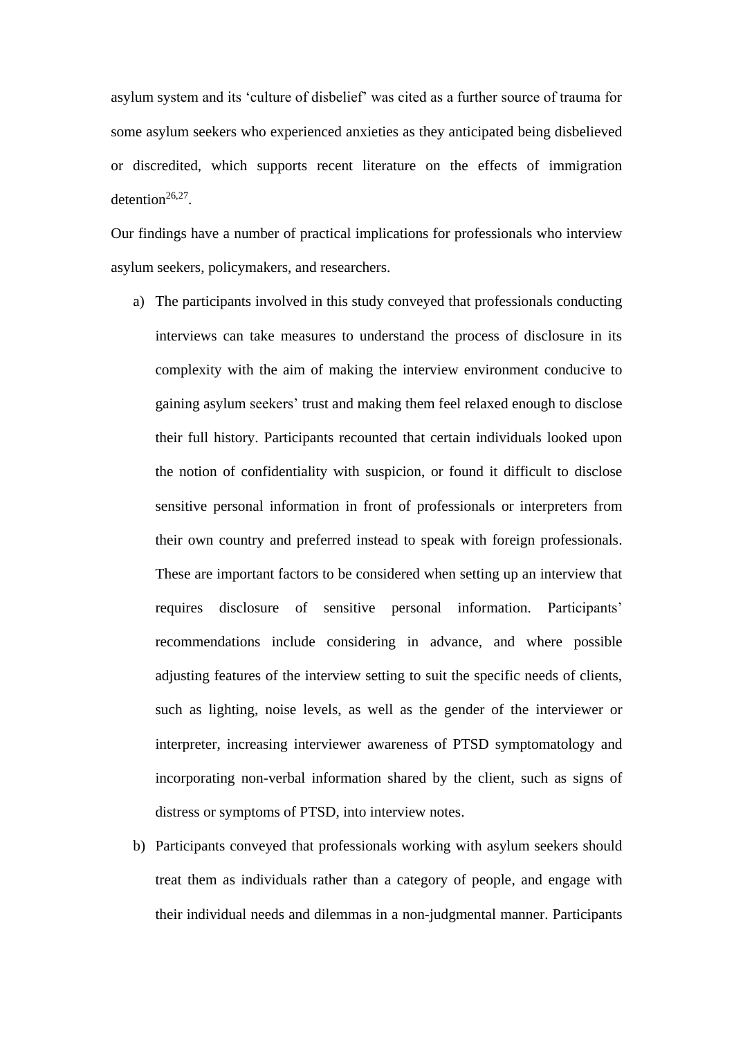asylum system and its 'culture of disbelief' was cited as a further source of trauma for some asylum seekers who experienced anxieties as they anticipated being disbelieved or discredited, which supports recent literature on the effects of immigration detention[26,27].

Our findings have a number of practical implications for professionals who interview asylum seekers, policymakers, and researchers.

a) The participants involved in this study conveyed that professionals conducting interviews can take measures to understand the process of disclosure in its complexity with the aim of making the interview environment conducive to gaining asylum seekers' trust and making them feel relaxed enough to disclose their full history. Participants recounted that certain individuals looked upon the notion of confidentiality with suspicion, or found it difficult to disclose sensitive personal information in front of professionals or interpreters from their own country and preferred instead to speak with foreign professionals. These are important factors to be considered when setting up an interview that requires disclosure of sensitive personal information. Participants' recommendations include considering in advance, and where possible adjusting features of the interview setting to suit the specific needs of clients, such as lighting, noise levels, as well as the gender of the interviewer or interpreter, increasing interviewer awareness of PTSD symptomatology and incorporating non-verbal information shared by the client, such as signs of distress or symptoms of PTSD, into interview notes.

b) Participants conveyed that professionals working with asylum seekers should treat them as individuals rather than a category of people, and engage with their individual needs and dilemmas in a non-judgmental manner. Participants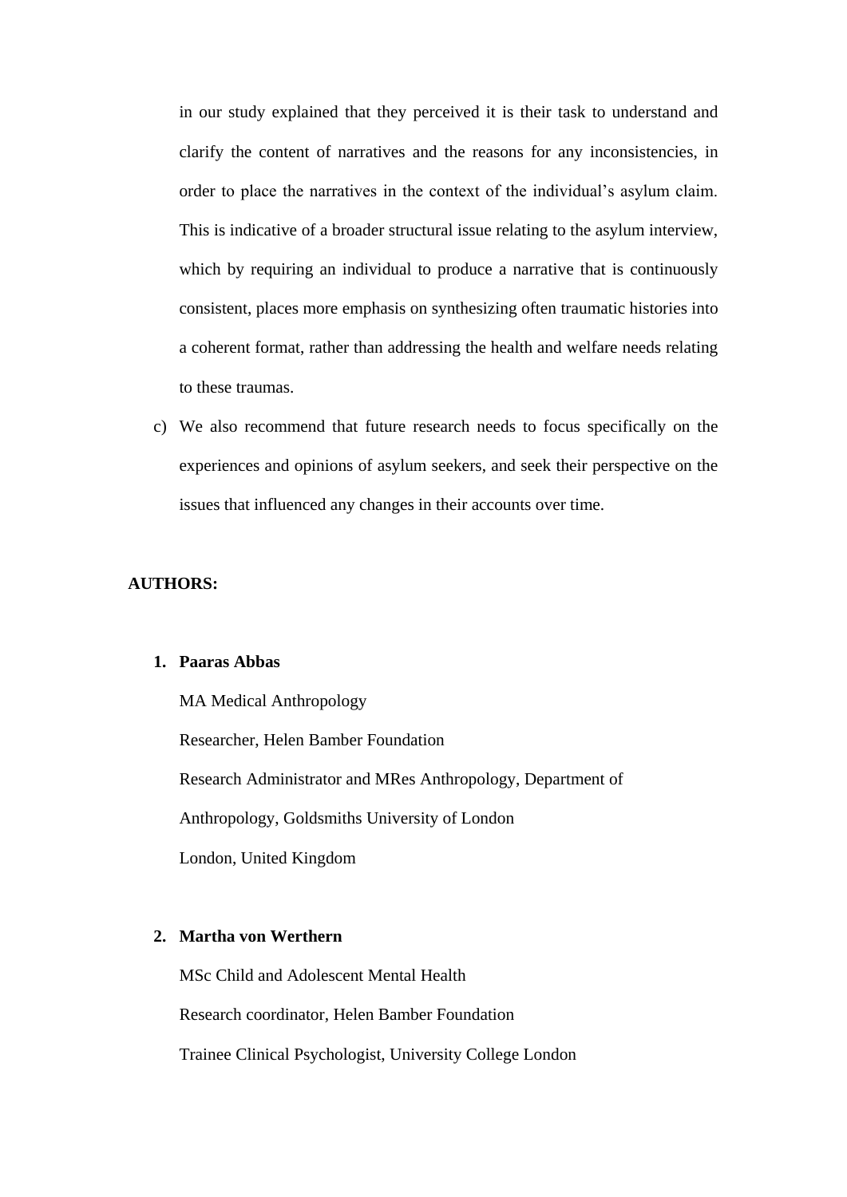in our study explained that they perceived it is their task to understand and clarify the content of narratives and the reasons for any inconsistencies, in order to place the narratives in the context of the individual's asylum claim. This is indicative of a broader structural issue relating to the asylum interview, which by requiring an individual to produce a narrative that is continuously consistent, places more emphasis on synthesizing often traumatic histories into a coherent format, rather than addressing the health and welfare needs relating to these traumas.

c) We also recommend that future research needs to focus specifically on the experiences and opinions of asylum seekers, and seek their perspective on the issues that influenced any changes in their accounts over time.

**AUTHORS:**

1. **Paaras Abbas**

   MA Medical Anthropology

   Researcher, Helen Bamber Foundation

   Research Administrator and MRes Anthropology, Department of Anthropology, Goldsmiths University of London

   London, United Kingdom

2. **Martha von Werthern**

   MSc Child and Adolescent Mental Health

   Research coordinator, Helen Bamber Foundation

   Trainee Clinical Psychologist, University College London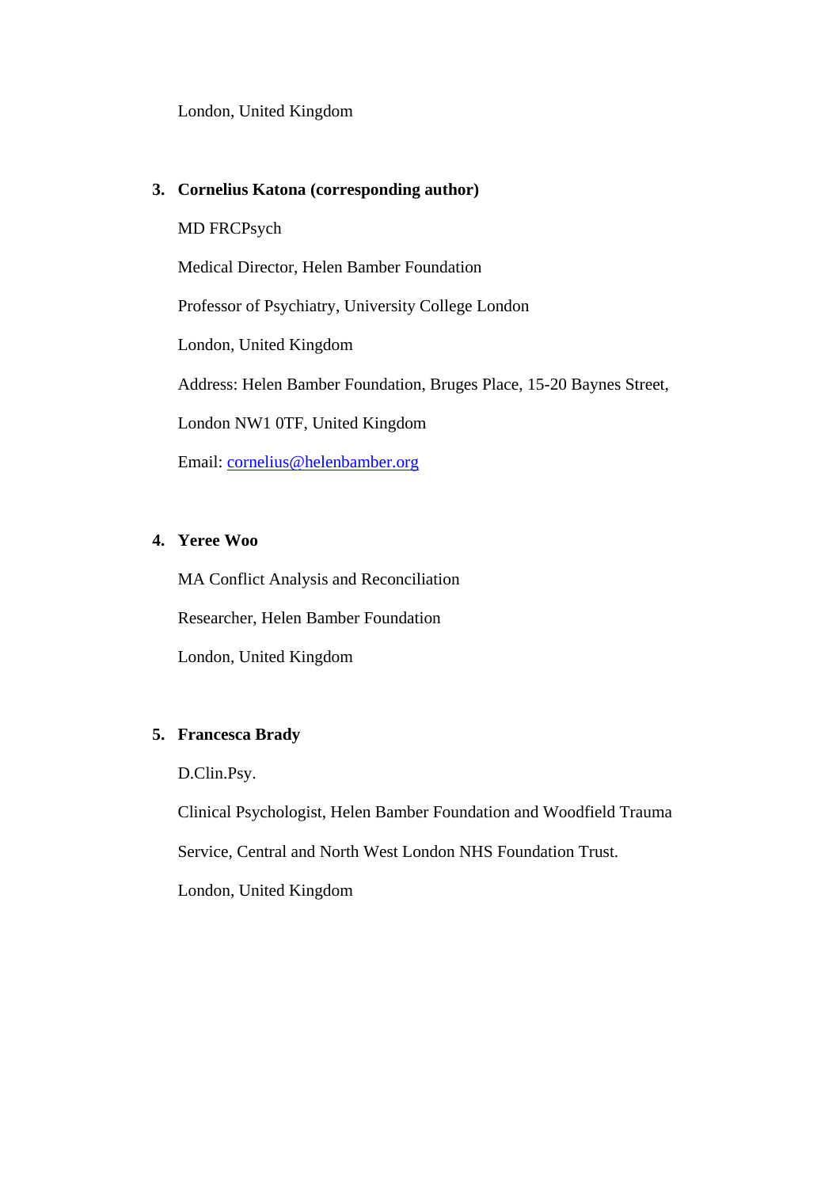London, United Kingdom

3. **Cornelius Katona (corresponding author)**

   MD FRCPsych

   Medical Director, Helen Bamber Foundation

   Professor of Psychiatry, University College London

   London, United Kingdom

   Address: Helen Bamber Foundation, Bruges Place, 15-20 Baynes Street,

   London NW1 0TF, United Kingdom

   Email: cornelius@helenbamber.org

4. **Yeree Woo**

   MA Conflict Analysis and Reconciliation

   Researcher, Helen Bamber Foundation

   London, United Kingdom

5. **Francesca Brady**

   D.Clin.Psy.

   Clinical Psychologist, Helen Bamber Foundation and Woodfield Trauma

   Service, Central and North West London NHS Foundation Trust.

   London, United Kingdom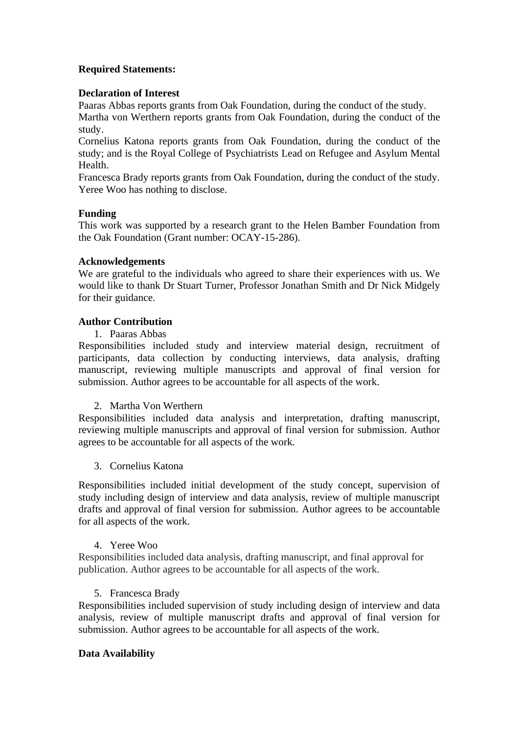**Required Statements:**

**Declaration of Interest**

Paaras Abbas reports grants from Oak Foundation, during the conduct of the study.
Martha von Werthern reports grants from Oak Foundation, during the conduct of the study.
Cornelius Katona reports grants from Oak Foundation, during the conduct of the study; and is the Royal College of Psychiatrists Lead on Refugee and Asylum Mental Health.
Francesca Brady reports grants from Oak Foundation, during the conduct of the study.
Yeree Woo has nothing to disclose.

**Funding**

This work was supported by a research grant to the Helen Bamber Foundation from the Oak Foundation (Grant number: OCAY-15-286).

**Acknowledgements**

We are grateful to the individuals who agreed to share their experiences with us. We would like to thank Dr Stuart Turner, Professor Jonathan Smith and Dr Nick Midgely for their guidance.

**Author Contribution**

1. Paaras Abbas

Responsibilities included study and interview material design, recruitment of participants, data collection by conducting interviews, data analysis, drafting manuscript, reviewing multiple manuscripts and approval of final version for submission. Author agrees to be accountable for all aspects of the work.

2. Martha Von Werthern

Responsibilities included data analysis and interpretation, drafting manuscript, reviewing multiple manuscripts and approval of final version for submission. Author agrees to be accountable for all aspects of the work.

3. Cornelius Katona

Responsibilities included initial development of the study concept, supervision of study including design of interview and data analysis, review of multiple manuscript drafts and approval of final version for submission. Author agrees to be accountable for all aspects of the work.

4. Yeree Woo

Responsibilities included data analysis, drafting manuscript, and final approval for publication. Author agrees to be accountable for all aspects of the work.

5. Francesca Brady

Responsibilities included supervision of study including design of interview and data analysis, review of multiple manuscript drafts and approval of final version for submission. Author agrees to be accountable for all aspects of the work.

**Data Availability**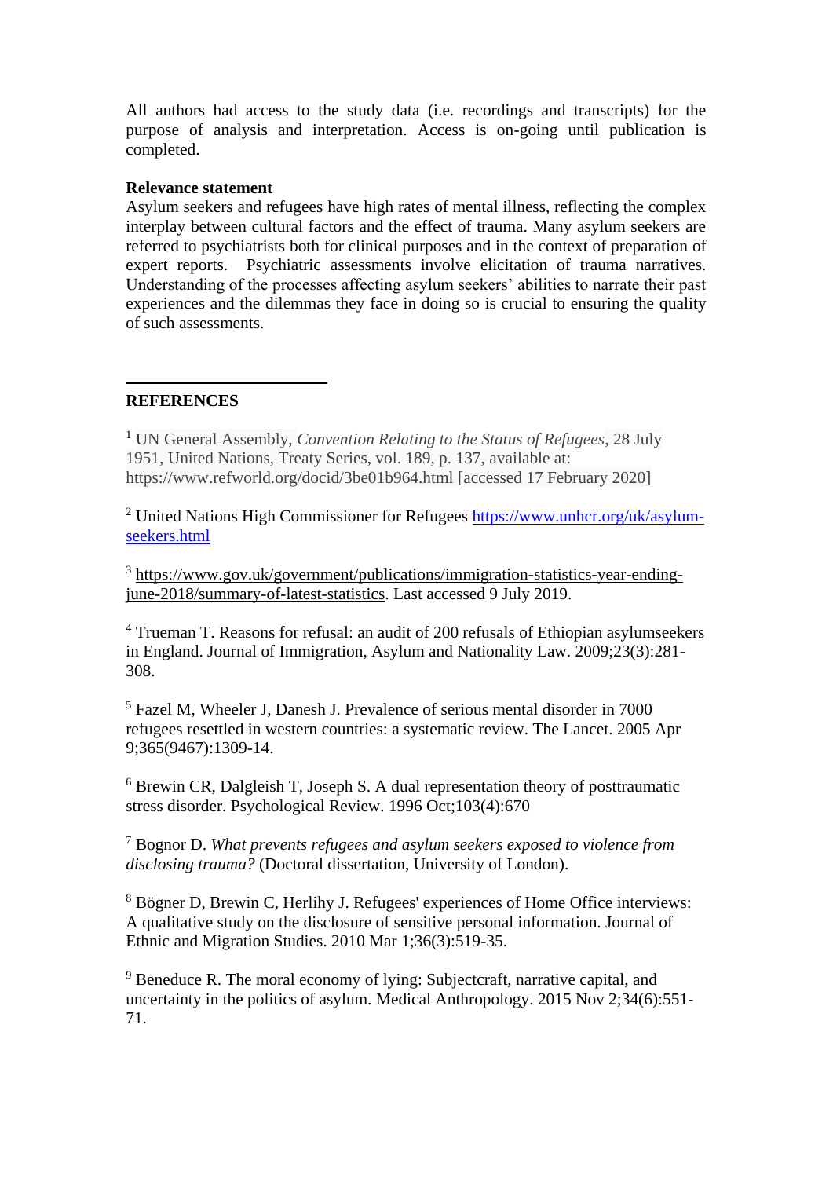All authors had access to the study data (i.e. recordings and transcripts) for the purpose of analysis and interpretation. Access is on-going until publication is completed.

**Relevance statement**

Asylum seekers and refugees have high rates of mental illness, reflecting the complex interplay between cultural factors and the effect of trauma. Many asylum seekers are referred to psychiatrists both for clinical purposes and in the context of preparation of expert reports. Psychiatric assessments involve elicitation of trauma narratives. Understanding of the processes affecting asylum seekers' abilities to narrate their past experiences and the dilemmas they face in doing so is crucial to ensuring the quality of such assessments.

---

**REFERENCES**

[1] UN General Assembly, *Convention Relating to the Status of Refugees*, 28 July 1951, United Nations, Treaty Series, vol. 189, p. 137, available at: https://www.refworld.org/docid/3be01b964.html [accessed 17 February 2020]

[2] United Nations High Commissioner for Refugees https://www.unhcr.org/uk/asylum-seekers.html

[3] https://www.gov.uk/government/publications/immigration-statistics-year-ending-june-2018/summary-of-latest-statistics. Last accessed 9 July 2019.

[4] Trueman T. Reasons for refusal: an audit of 200 refusals of Ethiopian asylumseekers in England. Journal of Immigration, Asylum and Nationality Law. 2009;23(3):281-308.

[5] Fazel M, Wheeler J, Danesh J. Prevalence of serious mental disorder in 7000 refugees resettled in western countries: a systematic review. The Lancet. 2005 Apr 9;365(9467):1309-14.

[6] Brewin CR, Dalgleish T, Joseph S. A dual representation theory of posttraumatic stress disorder. Psychological Review. 1996 Oct;103(4):670

[7] Bognor D. *What prevents refugees and asylum seekers exposed to violence from disclosing trauma?* (Doctoral dissertation, University of London).

[8] Bögner D, Brewin C, Herlihy J. Refugees' experiences of Home Office interviews: A qualitative study on the disclosure of sensitive personal information. Journal of Ethnic and Migration Studies. 2010 Mar 1;36(3):519-35.

[9] Beneduce R. The moral economy of lying: Subjectcraft, narrative capital, and uncertainty in the politics of asylum. Medical Anthropology. 2015 Nov 2;34(6):551-71.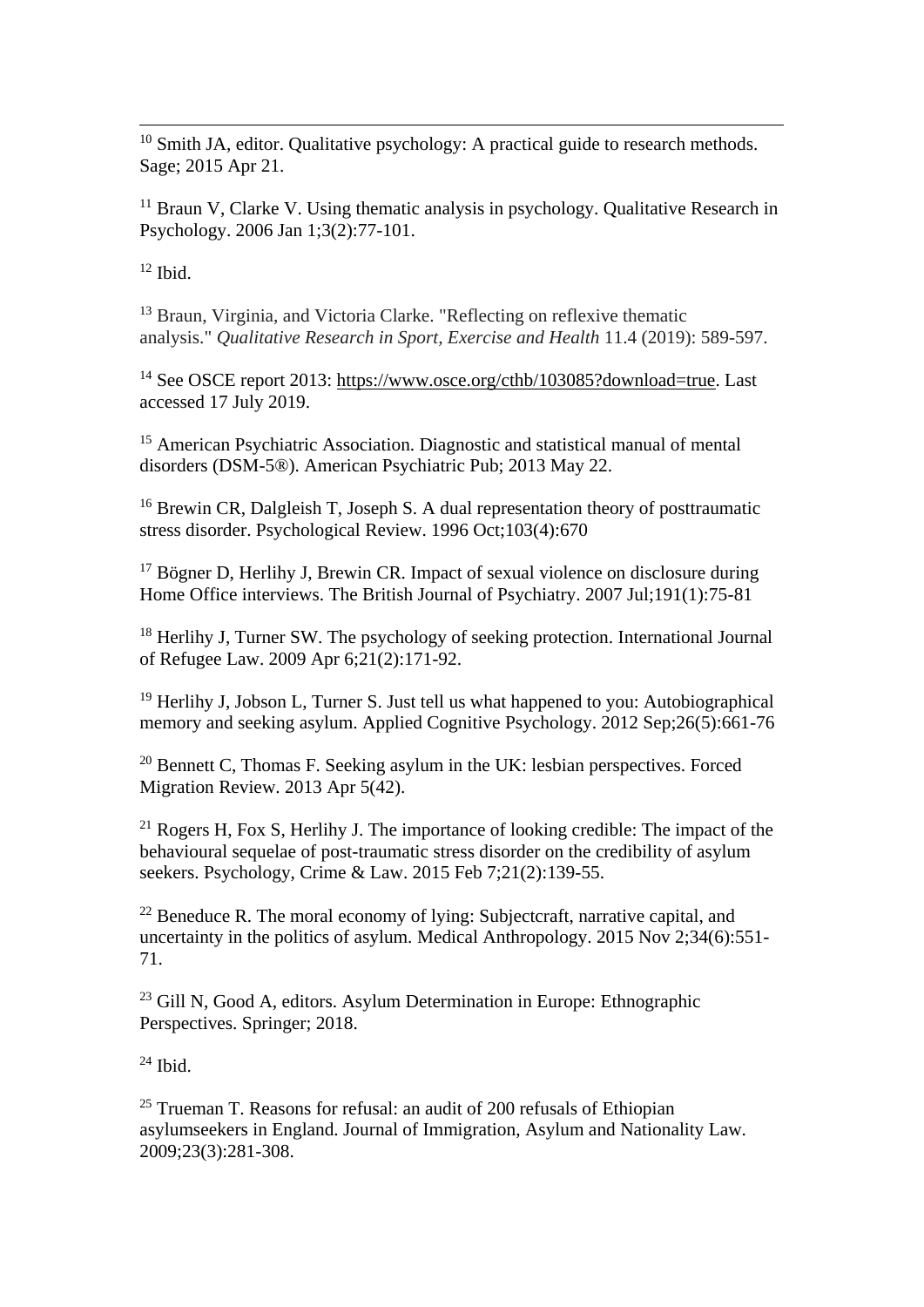[10] Smith JA, editor. Qualitative psychology: A practical guide to research methods. Sage; 2015 Apr 21.

[11] Braun V, Clarke V. Using thematic analysis in psychology. Qualitative Research in Psychology. 2006 Jan 1;3(2):77-101.

[12] Ibid.

[13] Braun, Virginia, and Victoria Clarke. "Reflecting on reflexive thematic analysis." *Qualitative Research in Sport, Exercise and Health* 11.4 (2019): 589-597.

[14] See OSCE report 2013: https://www.osce.org/cthb/103085?download=true. Last accessed 17 July 2019.

[15] American Psychiatric Association. Diagnostic and statistical manual of mental disorders (DSM-5®). American Psychiatric Pub; 2013 May 22.

[16] Brewin CR, Dalgleish T, Joseph S. A dual representation theory of posttraumatic stress disorder. Psychological Review. 1996 Oct;103(4):670

[17] Bögner D, Herlihy J, Brewin CR. Impact of sexual violence on disclosure during Home Office interviews. The British Journal of Psychiatry. 2007 Jul;191(1):75-81

[18] Herlihy J, Turner SW. The psychology of seeking protection. International Journal of Refugee Law. 2009 Apr 6;21(2):171-92.

[19] Herlihy J, Jobson L, Turner S. Just tell us what happened to you: Autobiographical memory and seeking asylum. Applied Cognitive Psychology. 2012 Sep;26(5):661-76

[20] Bennett C, Thomas F. Seeking asylum in the UK: lesbian perspectives. Forced Migration Review. 2013 Apr 5(42).

[21] Rogers H, Fox S, Herlihy J. The importance of looking credible: The impact of the behavioural sequelae of post-traumatic stress disorder on the credibility of asylum seekers. Psychology, Crime & Law. 2015 Feb 7;21(2):139-55.

[22] Beneduce R. The moral economy of lying: Subjectcraft, narrative capital, and uncertainty in the politics of asylum. Medical Anthropology. 2015 Nov 2;34(6):551-71.

[23] Gill N, Good A, editors. Asylum Determination in Europe: Ethnographic Perspectives. Springer; 2018.

[24] Ibid.

[25] Trueman T. Reasons for refusal: an audit of 200 refusals of Ethiopian asylumseekers in England. Journal of Immigration, Asylum and Nationality Law. 2009;23(3):281-308.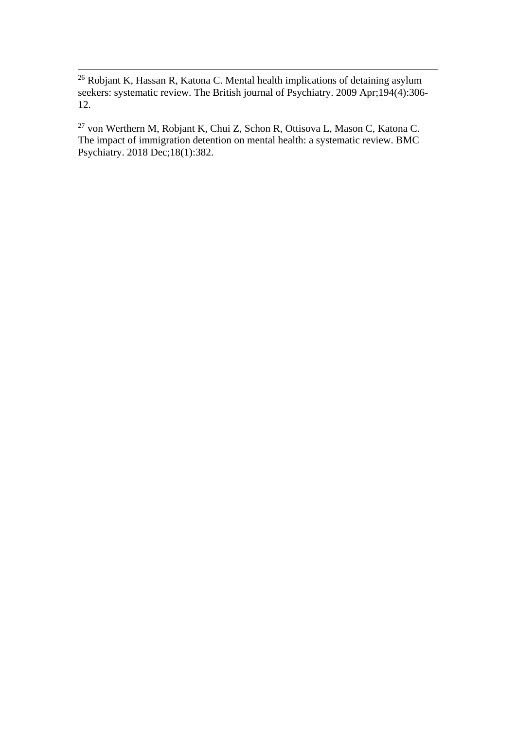[26] Robjant K, Hassan R, Katona C. Mental health implications of detaining asylum seekers: systematic review. The British journal of Psychiatry. 2009 Apr;194(4):306-12.

[27] von Werthern M, Robjant K, Chui Z, Schon R, Ottisova L, Mason C, Katona C. The impact of immigration detention on mental health: a systematic review. BMC Psychiatry. 2018 Dec;18(1):382.